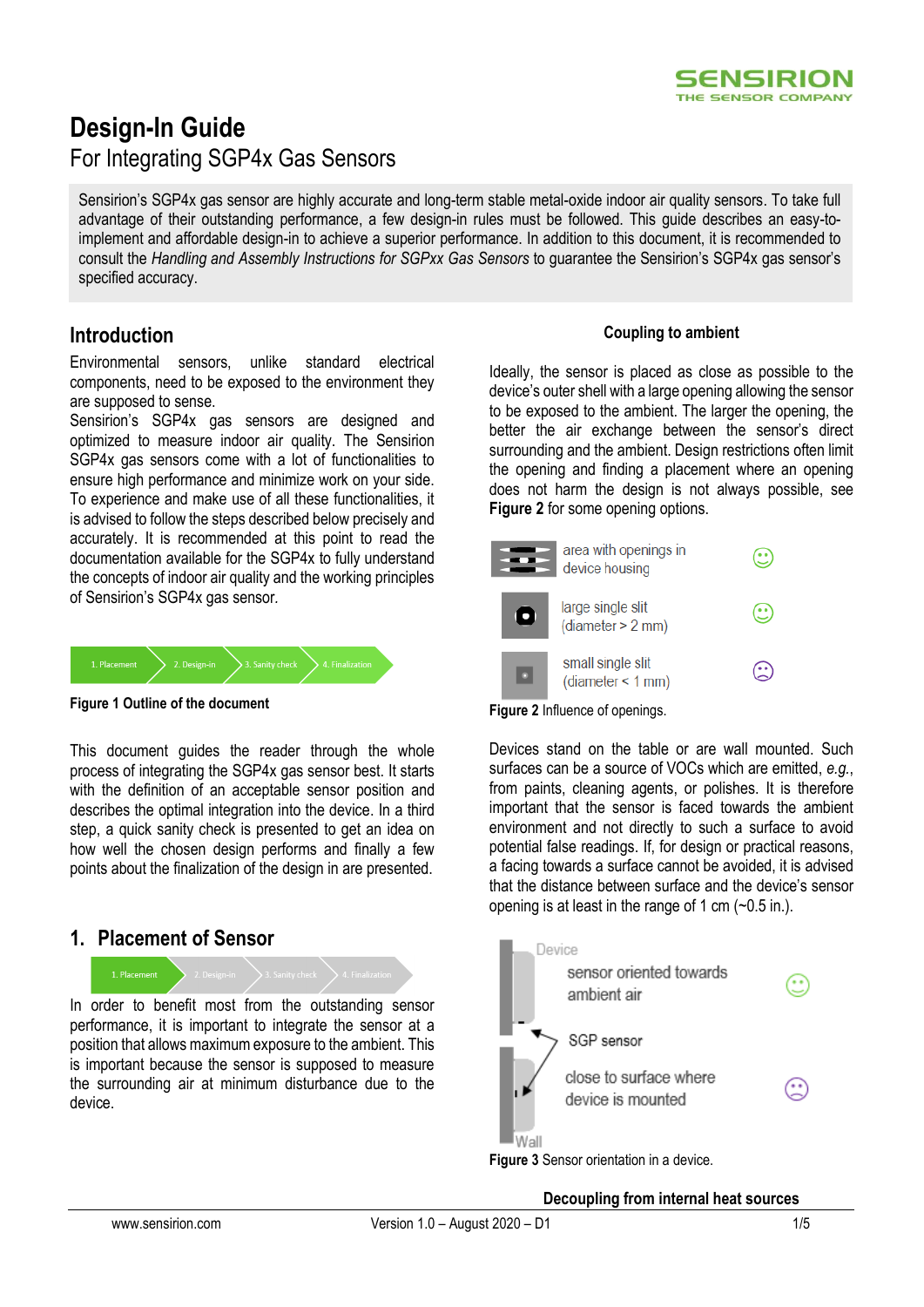# Design-In Guide

## For Integrating SGP4x Gas Sensors

Sensirion's SGP4x gas sensor are highly accurate and long-term stable metal-oxide indoor air quality sensors. To take full advantage of their outstanding performance, a few design-in rules must be followed. This guide describes an easy-to-implement and affordable design-in to achieve a superior performance. In addition to this document, it is recommended to consult the *Handling and Assembly Instructions for SGPxx Gas Sensors* to guarantee the Sensirion's SGP4x gas sensor's specified accuracy.

## Introduction

Environmental sensors, unlike standard electrical components, need to be exposed to the environment they are supposed to sense.
Sensirion's SGP4x gas sensors are designed and optimized to measure indoor air quality. The Sensirion SGP4x gas sensors come with a lot of functionalities to ensure high performance and minimize work on your side. To experience and make use of all these functionalities, it is advised to follow the steps described below precisely and accurately. It is recommended at this point to read the documentation available for the SGP4x to fully understand the concepts of indoor air quality and the working principles of Sensirion's SGP4x gas sensor.

1. Placement → 2. Design-in → 3. Sanity check → 4. Finalization

**Figure 1 Outline of the document**

This document guides the reader through the whole process of integrating the SGP4x gas sensor best. It starts with the definition of an acceptable sensor position and describes the optimal integration into the device. In a third step, a quick sanity check is presented to get an idea on how well the chosen design performs and finally a few points about the finalization of the design in are presented.

## 1. Placement of Sensor

1. Placement → 2. Design-in → 3. Sanity check → 4. Finalization

In order to benefit most from the outstanding sensor performance, it is important to integrate the sensor at a position that allows maximum exposure to the ambient. This is important because the sensor is supposed to measure the surrounding air at minimum disturbance due to the device.

### Coupling to ambient

Ideally, the sensor is placed as close as possible to the device's outer shell with a large opening allowing the sensor to be exposed to the ambient. The larger the opening, the better the air exchange between the sensor's direct surrounding and the ambient. Design restrictions often limit the opening and finding a placement where an opening does not harm the design is not always possible, see **Figure 2** for some opening options.

| Opening | Rating |
|---|---|
| area with openings in device housing | ☺ |
| large single slit (diameter > 2 mm) | ☺ |
| small single slit (diameter < 1 mm) | ☹ |

**Figure 2** Influence of openings.

Devices stand on the table or are wall mounted. Such surfaces can be a source of VOCs which are emitted, *e.g.*, from paints, cleaning agents, or polishes. It is therefore important that the sensor is faced towards the ambient environment and not directly to such a surface to avoid potential false readings. If, for design or practical reasons, a facing towards a surface cannot be avoided, it is advised that the distance between surface and the device's sensor opening is at least in the range of 1 cm (~0.5 in.).

Device – sensor oriented towards ambient air ☺
SGP sensor
close to surface where device is mounted ☹ – Wall

**Figure 3** Sensor orientation in a device.

### Decoupling from internal heat sources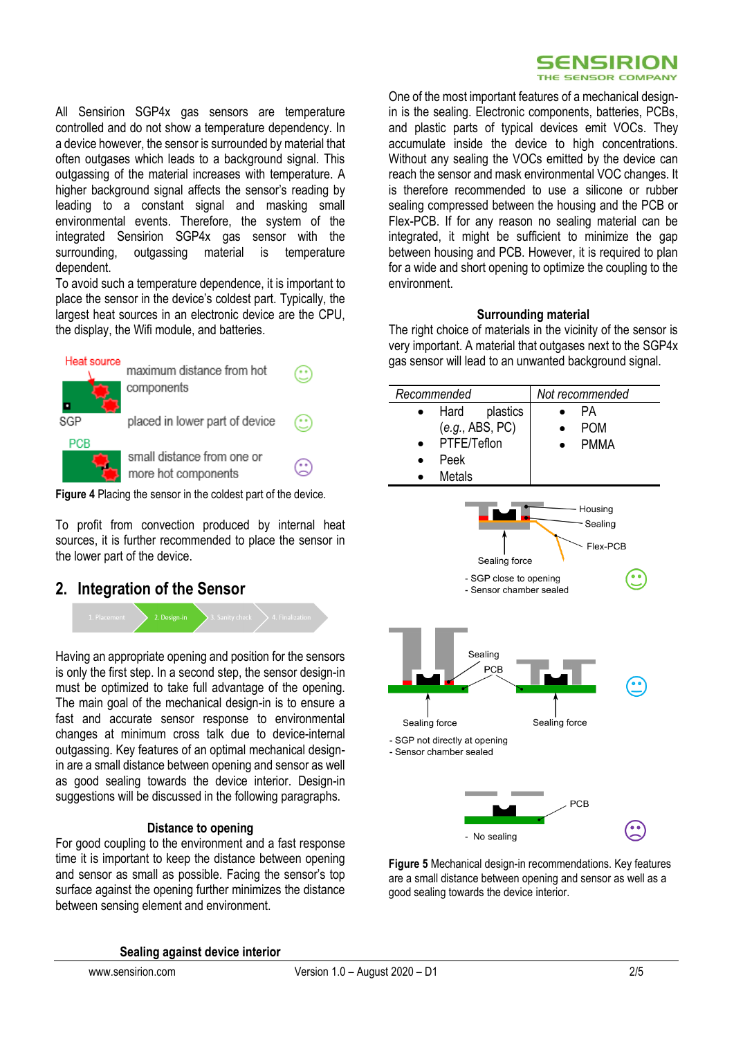All Sensirion SGP4x gas sensors are temperature controlled and do not show a temperature dependency. In a device however, the sensor is surrounded by material that often outgases which leads to a background signal. This outgassing of the material increases with temperature. A higher background signal affects the sensor's reading by leading to a constant signal and masking small environmental events. Therefore, the system of the integrated Sensirion SGP4x gas sensor with the surrounding, outgassing material is temperature dependent.

To avoid such a temperature dependence, it is important to place the sensor in the device's coldest part. Typically, the largest heat sources in an electronic device are the CPU, the display, the Wifi module, and batteries.

**Figure 4** Placing the sensor in the coldest part of the device.

To profit from convection produced by internal heat sources, it is further recommended to place the sensor in the lower part of the device.

## 2. Integration of the Sensor

Having an appropriate opening and position for the sensors is only the first step. In a second step, the sensor design-in must be optimized to take full advantage of the opening. The main goal of the mechanical design-in is to ensure a fast and accurate sensor response to environmental changes at minimum cross talk due to device-internal outgassing. Key features of an optimal mechanical design-in are a small distance between opening and sensor as well as good sealing towards the device interior. Design-in suggestions will be discussed in the following paragraphs.

### Distance to opening

For good coupling to the environment and a fast response time it is important to keep the distance between opening and sensor as small as possible. Facing the sensor's top surface against the opening further minimizes the distance between sensing element and environment.

### Sealing against device interior

One of the most important features of a mechanical design-in is the sealing. Electronic components, batteries, PCBs, and plastic parts of typical devices emit VOCs. They accumulate inside the device to high concentrations. Without any sealing the VOCs emitted by the device can reach the sensor and mask environmental VOC changes. It is therefore recommended to use a silicone or rubber sealing compressed between the housing and the PCB or Flex-PCB. If for any reason no sealing material can be integrated, it might be sufficient to minimize the gap between housing and PCB. However, it is required to plan for a wide and short opening to optimize the coupling to the environment.

### Surrounding material

The right choice of materials in the vicinity of the sensor is very important. A material that outgases next to the SGP4x gas sensor will lead to an unwanted background signal.

| *Recommended* | *Not recommended* |
|---|---|
| • Hard plastics (*e.g.*, ABS, PC)<br>• PTFE/Teflon<br>• Peek<br>• Metals | • PA<br>• POM<br>• PMMA |

**Figure 5** Mechanical design-in recommendations. Key features are a small distance between opening and sensor as well as a good sealing towards the device interior.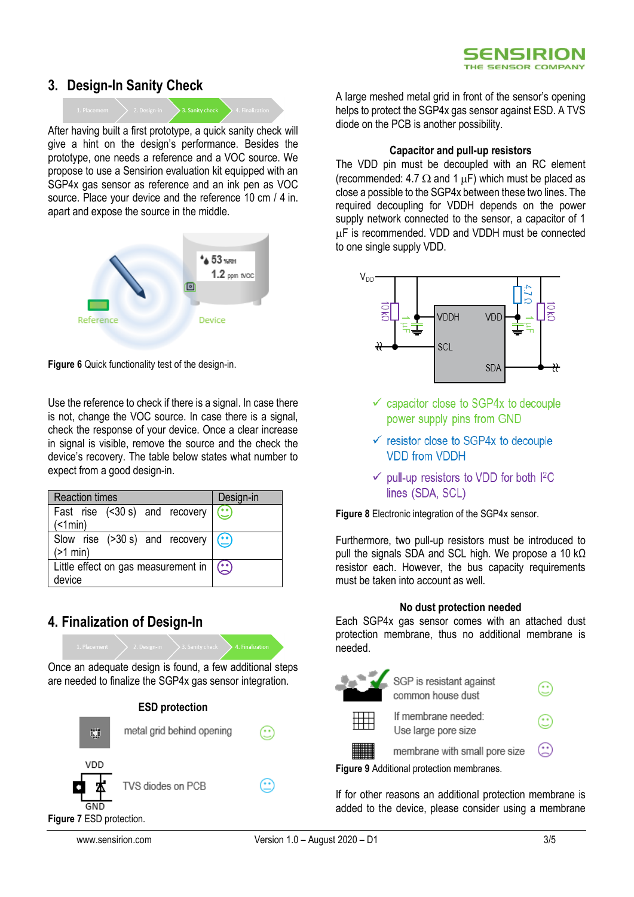## 3. Design-In Sanity Check

After having built a first prototype, a quick sanity check will give a hint on the design's performance. Besides the prototype, one needs a reference and a VOC source. We propose to use a Sensirion evaluation kit equipped with an SGP4x gas sensor as reference and an ink pen as VOC source. Place your device and the reference 10 cm / 4 in. apart and expose the source in the middle.

**Figure 6** Quick functionality test of the design-in.

Use the reference to check if there is a signal. In case there is not, change the VOC source. In case there is a signal, check the response of your device. Once a clear increase in signal is visible, remove the source and the check the device's recovery. The table below states what number to expect from a good design-in.

| Reaction times | Design-in |
|---|---|
| Fast rise (<30 s) and recovery (<1min) | ☺ |
| Slow rise (>30 s) and recovery (>1 min) | ☺ |
| Little effect on gas measurement in device | ☹ |

## 4. Finalization of Design-In

Once an adequate design is found, a few additional steps are needed to finalize the SGP4x gas sensor integration.

### ESD protection

metal grid behind opening ☺

TVS diodes on PCB ☺

**Figure 7** ESD protection.

A large meshed metal grid in front of the sensor's opening helps to protect the SGP4x gas sensor against ESD. A TVS diode on the PCB is another possibility.

### Capacitor and pull-up resistors

The VDD pin must be decoupled with an RC element (recommended: 4.7 Ω and 1 μF) which must be placed as close a possible to the SGP4x between these two lines. The required decoupling for VDDH depends on the power supply network connected to the sensor, a capacitor of 1 μF is recommended. VDD and VDDH must be connected to one single supply VDD.

- ✓ capacitor close to SGP4x to decouple power supply pins from GND
- ✓ resistor close to SGP4x to decouple VDD from VDDH
- ✓ pull-up resistors to VDD for both I²C lines (SDA, SCL)

**Figure 8** Electronic integration of the SGP4x sensor.

Furthermore, two pull-up resistors must be introduced to pull the signals SDA and SCL high. We propose a 10 kΩ resistor each. However, the bus capacity requirements must be taken into account as well.

### No dust protection needed

Each SGP4x gas sensor comes with an attached dust protection membrane, thus no additional membrane is needed.

| | | |
|---|---|---|
| | SGP is resistant against common house dust | ☺ |
| | If membrane needed: Use large pore size | ☺ |
| | membrane with small pore size | ☹ |

**Figure 9** Additional protection membranes.

If for other reasons an additional protection membrane is added to the device, please consider using a membrane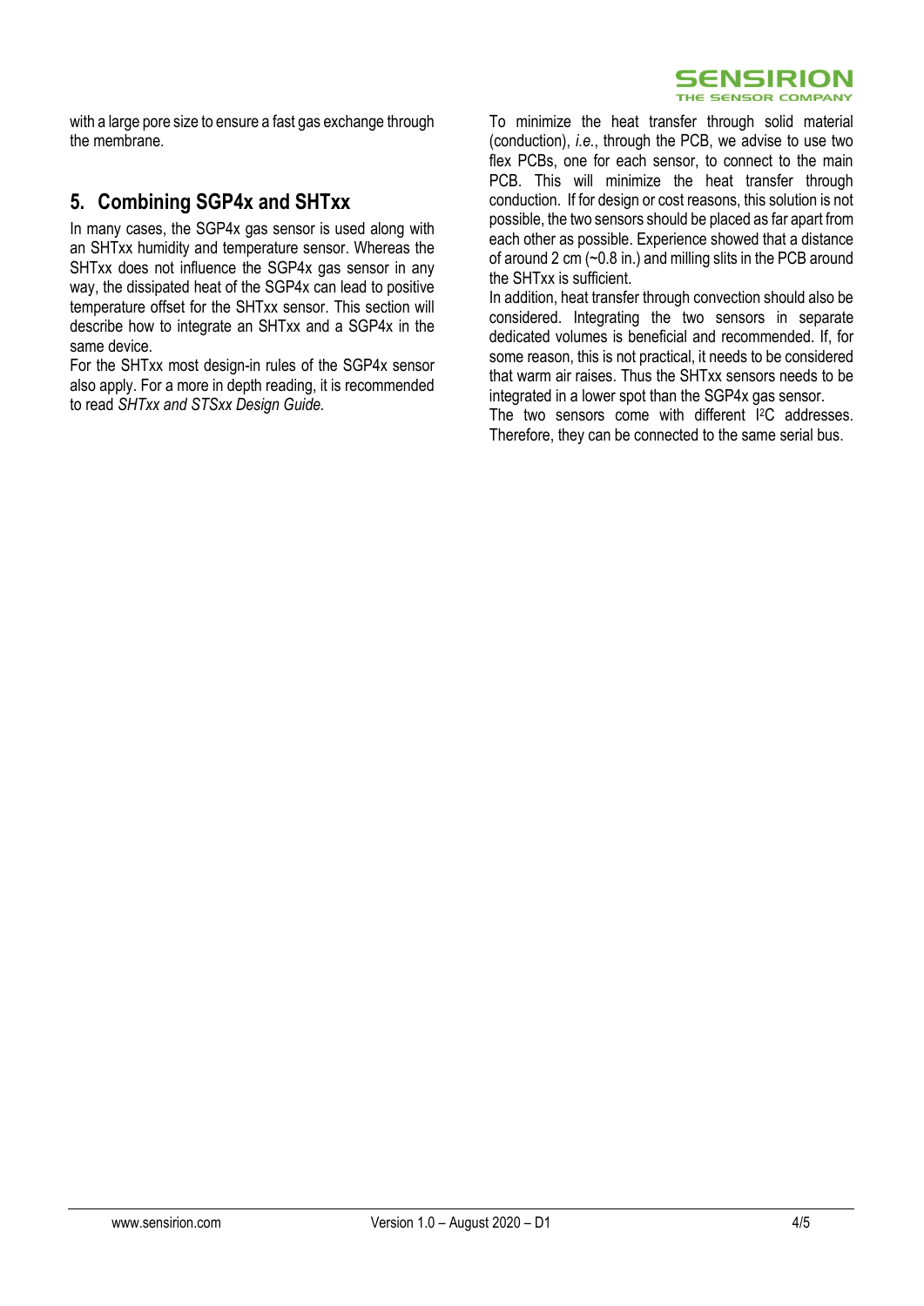with a large pore size to ensure a fast gas exchange through the membrane.

## 5. Combining SGP4x and SHTxx

In many cases, the SGP4x gas sensor is used along with an SHTxx humidity and temperature sensor. Whereas the SHTxx does not influence the SGP4x gas sensor in any way, the dissipated heat of the SGP4x can lead to positive temperature offset for the SHTxx sensor. This section will describe how to integrate an SHTxx and a SGP4x in the same device.

For the SHTxx most design-in rules of the SGP4x sensor also apply. For a more in depth reading, it is recommended to read *SHTxx and STSxx Design Guide*.

To minimize the heat transfer through solid material (conduction), *i.e.*, through the PCB, we advise to use two flex PCBs, one for each sensor, to connect to the main PCB. This will minimize the heat transfer through conduction. If for design or cost reasons, this solution is not possible, the two sensors should be placed as far apart from each other as possible. Experience showed that a distance of around 2 cm (~0.8 in.) and milling slits in the PCB around the SHTxx is sufficient.

In addition, heat transfer through convection should also be considered. Integrating the two sensors in separate dedicated volumes is beneficial and recommended. If, for some reason, this is not practical, it needs to be considered that warm air raises. Thus the SHTxx sensors needs to be integrated in a lower spot than the SGP4x gas sensor.

The two sensors come with different I²C addresses. Therefore, they can be connected to the same serial bus.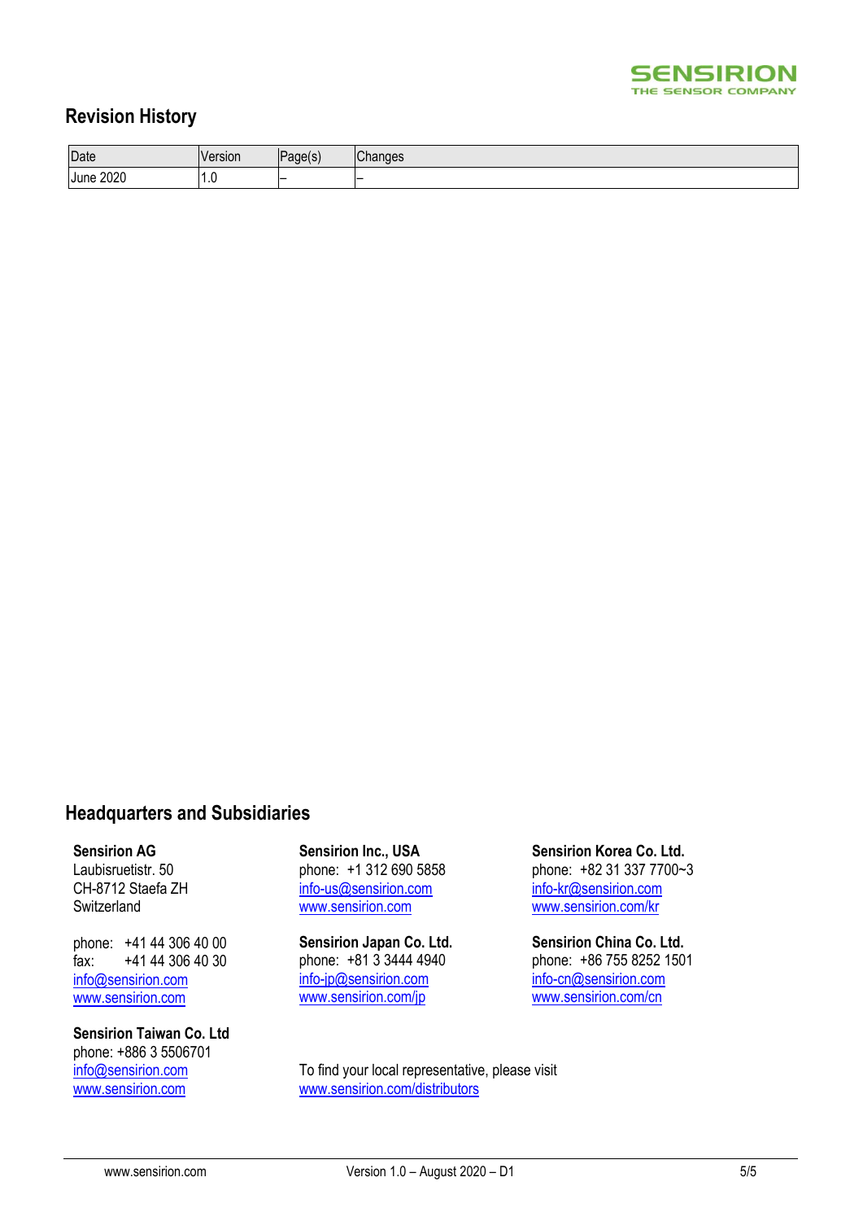## Revision History

| Date | Version | Page(s) | Changes |
|---|---|---|---|
| June 2020 | 1.0 | – | – |

## Headquarters and Subsidiaries

**Sensirion AG**
Laubisruetistr. 50
CH-8712 Staefa ZH
Switzerland

phone: +41 44 306 40 00
fax: +41 44 306 40 30
info@sensirion.com
www.sensirion.com

**Sensirion Taiwan Co. Ltd**
phone: +886 3 5506701
info@sensirion.com
www.sensirion.com

**Sensirion Inc., USA**
phone: +1 312 690 5858
info-us@sensirion.com
www.sensirion.com

**Sensirion Japan Co. Ltd.**
phone: +81 3 3444 4940
info-jp@sensirion.com
www.sensirion.com/jp

**Sensirion Korea Co. Ltd.**
phone: +82 31 337 7700~3
info-kr@sensirion.com
www.sensirion.com/kr

**Sensirion China Co. Ltd.**
phone: +86 755 8252 1501
info-cn@sensirion.com
www.sensirion.com/cn

To find your local representative, please visit
www.sensirion.com/distributors